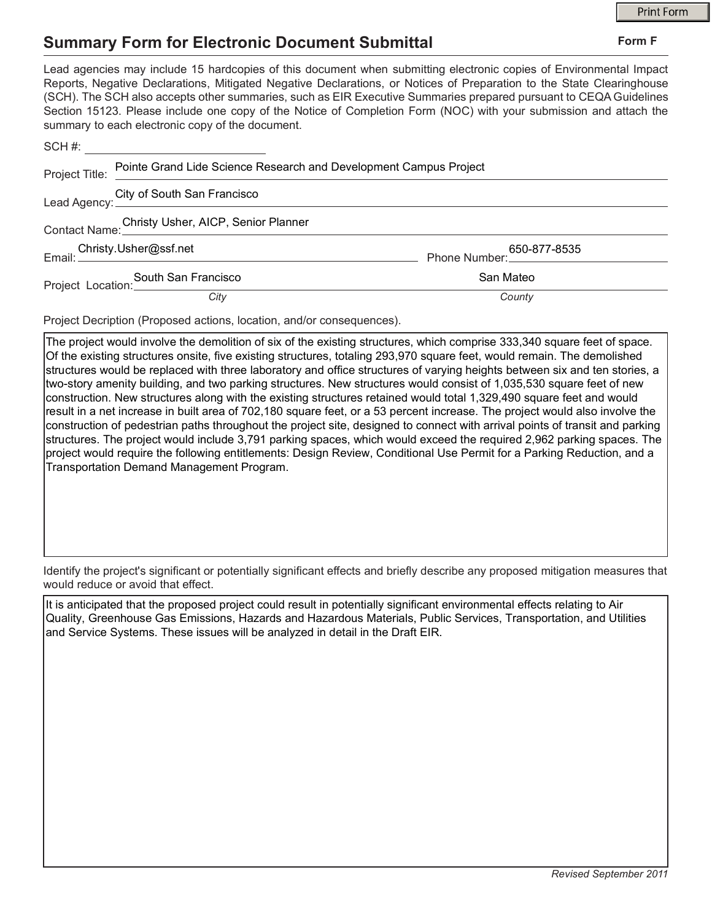# Summary Form for Electronic Document Submittal

**Form F**

Lead agencies may include 15 hardcopies of this document when submitting electronic copies of Environmental Impact Reports, Negative Declarations, Mitigated Negative Declarations, or Notices of Preparation to the State Clearinghouse (SCH). The SCH also accepts other summaries, such as EIR Executive Summaries prepared pursuant to CEQA Guidelines Section 15123. Please include one copy of the Notice of Completion Form (NOC) with your submission and attach the summary to each electronic copy of the document.

SCH #:

Project Title: Pointe Grand Lide Science Research and Development Campus Project

Lead Agency: City of South San Francisco

Contact Name: Christy Usher, AICP, Senior Planner

Email: Christy.Usher@ssf.net Phone Number: 650-877-8535

Project Location: South San Francisco (*City*) San Mateo (*County*)

Project Decription (Proposed actions, location, and/or consequences).

The project would involve the demolition of six of the existing structures, which comprise 333,340 square feet of space. Of the existing structures onsite, five existing structures, totaling 293,970 square feet, would remain. The demolished structures would be replaced with three laboratory and office structures of varying heights between six and ten stories, a two-story amenity building, and two parking structures. New structures would consist of 1,035,530 square feet of new construction. New structures along with the existing structures retained would total 1,329,490 square feet and would result in a net increase in built area of 702,180 square feet, or a 53 percent increase. The project would also involve the construction of pedestrian paths throughout the project site, designed to connect with arrival points of transit and parking structures. The project would include 3,791 parking spaces, which would exceed the required 2,962 parking spaces. The project would require the following entitlements: Design Review, Conditional Use Permit for a Parking Reduction, and a Transportation Demand Management Program.

Identify the project's significant or potentially significant effects and briefly describe any proposed mitigation measures that would reduce or avoid that effect.

It is anticipated that the proposed project could result in potentially significant environmental effects relating to Air Quality, Greenhouse Gas Emissions, Hazards and Hazardous Materials, Public Services, Transportation, and Utilities and Service Systems. These issues will be analyzed in detail in the Draft EIR.

*Revised September 2011*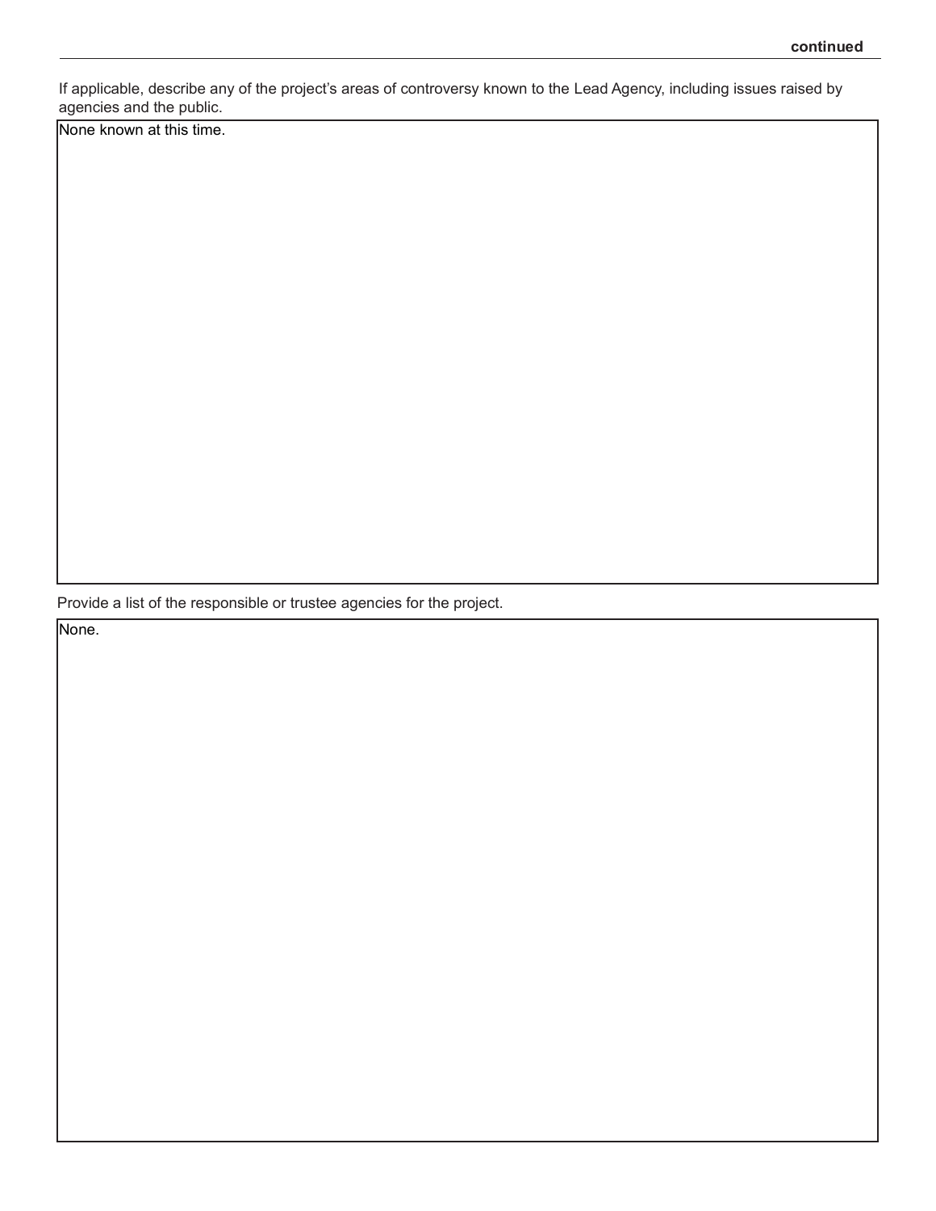If applicable, describe any of the project's areas of controversy known to the Lead Agency, including issues raised by agencies and the public.

None known at this time.

Provide a list of the responsible or trustee agencies for the project.

None.